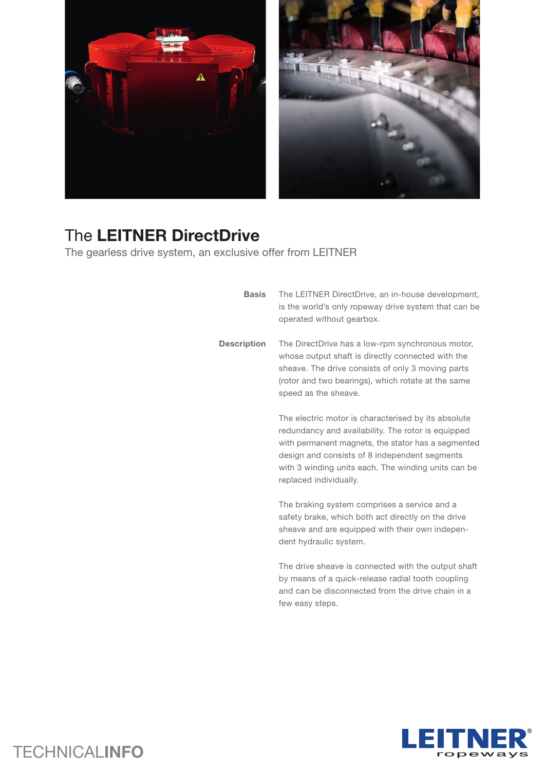# The **LEITNER DirectDrive**

The gearless drive system, an exclusive offer from LEITNER

**Basis**

The LEITNER DirectDrive, an in-house development, is the world's only ropeway drive system that can be operated without gearbox.

**Description**

The DirectDrive has a low-rpm synchronous motor, whose output shaft is directly connected with the sheave. The drive consists of only 3 moving parts (rotor and two bearings), which rotate at the same speed as the sheave.

The electric motor is characterised by its absolute redundancy and availability. The rotor is equipped with permanent magnets, the stator has a segmented design and consists of 8 independent segments with 3 winding units each. The winding units can be replaced individually.

The braking system comprises a service and a safety brake, which both act directly on the drive sheave and are equipped with their own independent hydraulic system.

The drive sheave is connected with the output shaft by means of a quick-release radial tooth coupling and can be disconnected from the drive chain in a few easy steps.

TECHNICAL**INFO**

**LEITNER**® ropeways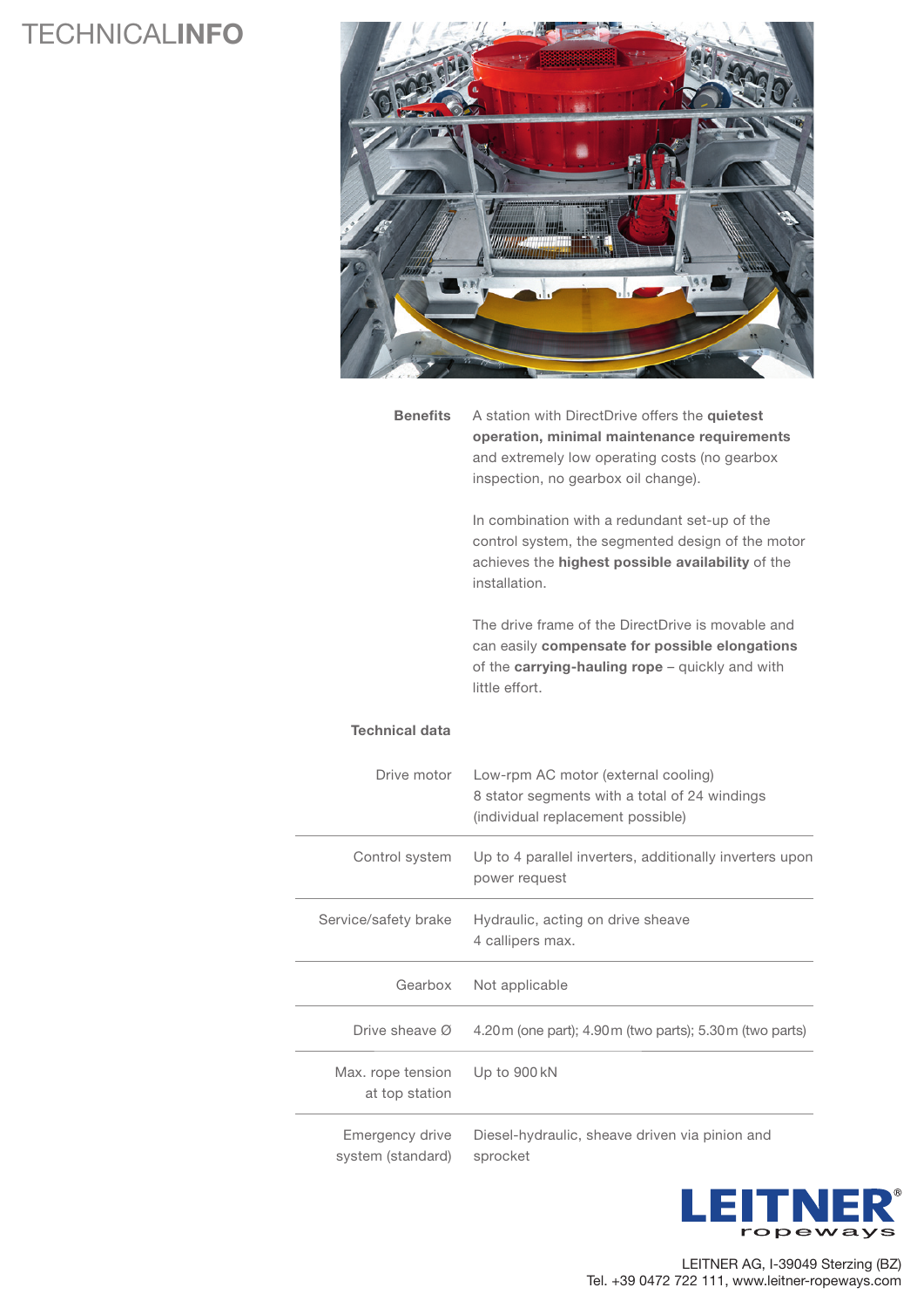# TECHNICAL**INFO**

**Benefits**

A station with DirectDrive offers the **quietest operation, minimal maintenance requirements** and extremely low operating costs (no gearbox inspection, no gearbox oil change).

In combination with a redundant set-up of the control system, the segmented design of the motor achieves the **highest possible availability** of the installation.

The drive frame of the DirectDrive is movable and can easily **compensate for possible elongations** of the **carrying-hauling rope** – quickly and with little effort.

**Technical data**

| | |
|---|---|
| Drive motor | Low-rpm AC motor (external cooling)<br>8 stator segments with a total of 24 windings<br>(individual replacement possible) |
| Control system | Up to 4 parallel inverters, additionally inverters upon power request |
| Service/safety brake | Hydraulic, acting on drive sheave<br>4 callipers max. |
| Gearbox | Not applicable |
| Drive sheave Ø | 4.20 m (one part); 4.90 m (two parts); 5.30 m (two parts) |
| Max. rope tension at top station | Up to 900 kN |
| Emergency drive system (standard) | Diesel-hydraulic, sheave driven via pinion and sprocket |

LEITNER® ropeways

LEITNER AG, I-39049 Sterzing (BZ)
Tel. +39 0472 722 111, www.leitner-ropeways.com